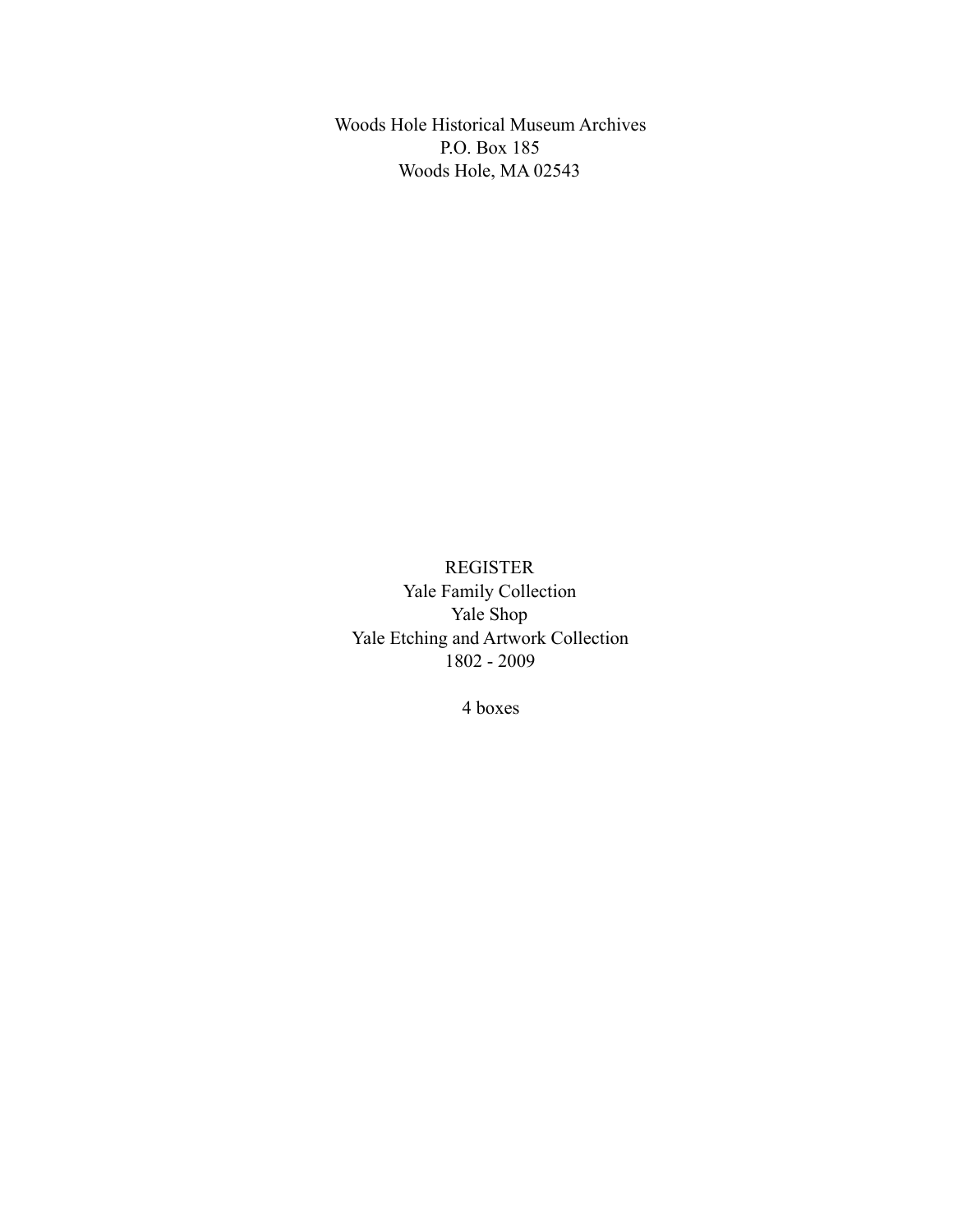Woods Hole Historical Museum Archives
P.O. Box 185
Woods Hole, MA 02543

# REGISTER
## Yale Family Collection
## Yale Shop
## Yale Etching and Artwork Collection
## 1802 - 2009

4 boxes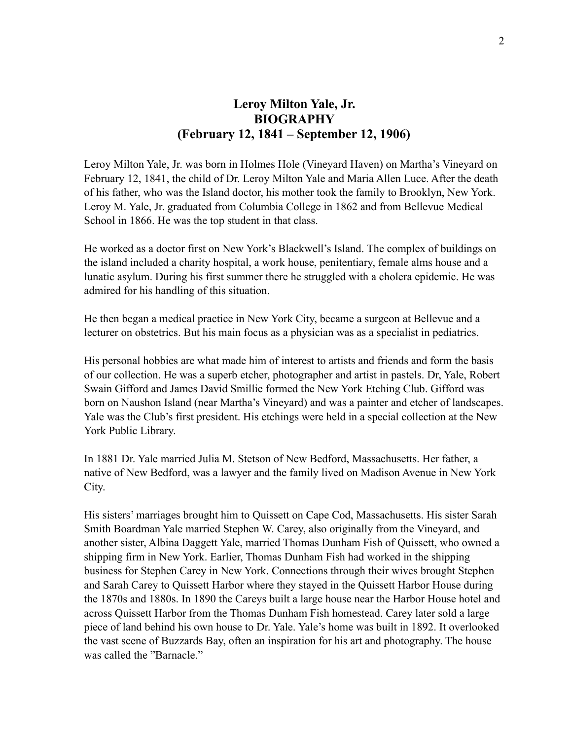# Leroy Milton Yale, Jr.
# BIOGRAPHY
# (February 12, 1841 – September 12, 1906)

Leroy Milton Yale, Jr. was born in Holmes Hole (Vineyard Haven) on Martha's Vineyard on February 12, 1841, the child of Dr. Leroy Milton Yale and Maria Allen Luce. After the death of his father, who was the Island doctor, his mother took the family to Brooklyn, New York. Leroy M. Yale, Jr. graduated from Columbia College in 1862 and from Bellevue Medical School in 1866. He was the top student in that class.

He worked as a doctor first on New York's Blackwell's Island. The complex of buildings on the island included a charity hospital, a work house, penitentiary, female alms house and a lunatic asylum. During his first summer there he struggled with a cholera epidemic. He was admired for his handling of this situation.

He then began a medical practice in New York City, became a surgeon at Bellevue and a lecturer on obstetrics. But his main focus as a physician was as a specialist in pediatrics.

His personal hobbies are what made him of interest to artists and friends and form the basis of our collection. He was a superb etcher, photographer and artist in pastels. Dr, Yale, Robert Swain Gifford and James David Smillie formed the New York Etching Club. Gifford was born on Naushon Island (near Martha's Vineyard) and was a painter and etcher of landscapes. Yale was the Club's first president. His etchings were held in a special collection at the New York Public Library.

In 1881 Dr. Yale married Julia M. Stetson of New Bedford, Massachusetts. Her father, a native of New Bedford, was a lawyer and the family lived on Madison Avenue in New York City.

His sisters' marriages brought him to Quissett on Cape Cod, Massachusetts. His sister Sarah Smith Boardman Yale married Stephen W. Carey, also originally from the Vineyard, and another sister, Albina Daggett Yale, married Thomas Dunham Fish of Quissett, who owned a shipping firm in New York. Earlier, Thomas Dunham Fish had worked in the shipping business for Stephen Carey in New York. Connections through their wives brought Stephen and Sarah Carey to Quissett Harbor where they stayed in the Quissett Harbor House during the 1870s and 1880s. In 1890 the Careys built a large house near the Harbor House hotel and across Quissett Harbor from the Thomas Dunham Fish homestead. Carey later sold a large piece of land behind his own house to Dr. Yale. Yale's home was built in 1892. It overlooked the vast scene of Buzzards Bay, often an inspiration for his art and photography. The house was called the "Barnacle."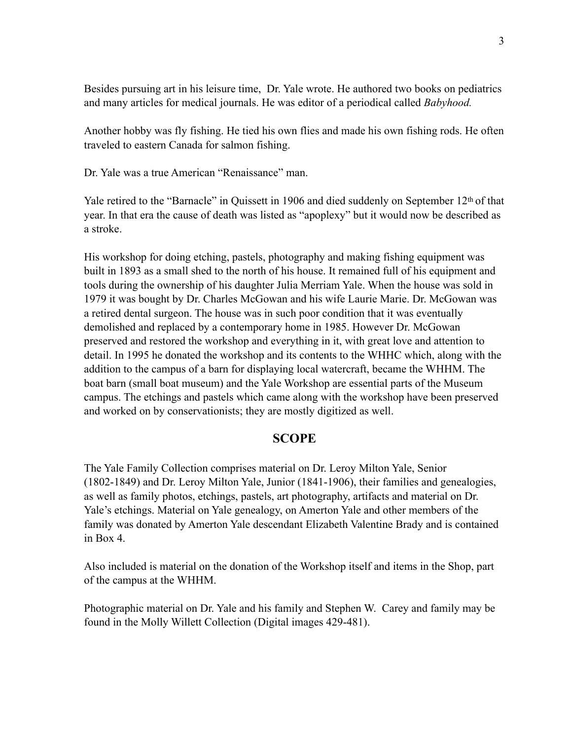Besides pursuing art in his leisure time,  Dr. Yale wrote. He authored two books on pediatrics and many articles for medical journals. He was editor of a periodical called *Babyhood.*

Another hobby was fly fishing. He tied his own flies and made his own fishing rods. He often traveled to eastern Canada for salmon fishing.

Dr. Yale was a true American "Renaissance" man.

Yale retired to the "Barnacle" in Quissett in 1906 and died suddenly on September 12th of that year. In that era the cause of death was listed as "apoplexy" but it would now be described as a stroke.

His workshop for doing etching, pastels, photography and making fishing equipment was built in 1893 as a small shed to the north of his house. It remained full of his equipment and tools during the ownership of his daughter Julia Merriam Yale. When the house was sold in 1979 it was bought by Dr. Charles McGowan and his wife Laurie Marie. Dr. McGowan was a retired dental surgeon. The house was in such poor condition that it was eventually demolished and replaced by a contemporary home in 1985. However Dr. McGowan preserved and restored the workshop and everything in it, with great love and attention to detail. In 1995 he donated the workshop and its contents to the WHHC which, along with the addition to the campus of a barn for displaying local watercraft, became the WHHM. The boat barn (small boat museum) and the Yale Workshop are essential parts of the Museum campus. The etchings and pastels which came along with the workshop have been preserved and worked on by conservationists; they are mostly digitized as well.

## SCOPE

The Yale Family Collection comprises material on Dr. Leroy Milton Yale, Senior (1802-1849) and Dr. Leroy Milton Yale, Junior (1841-1906), their families and genealogies, as well as family photos, etchings, pastels, art photography, artifacts and material on Dr. Yale's etchings. Material on Yale genealogy, on Amerton Yale and other members of the family was donated by Amerton Yale descendant Elizabeth Valentine Brady and is contained in Box 4.

Also included is material on the donation of the Workshop itself and items in the Shop, part of the campus at the WHHM.

Photographic material on Dr. Yale and his family and Stephen W.  Carey and family may be found in the Molly Willett Collection (Digital images 429-481).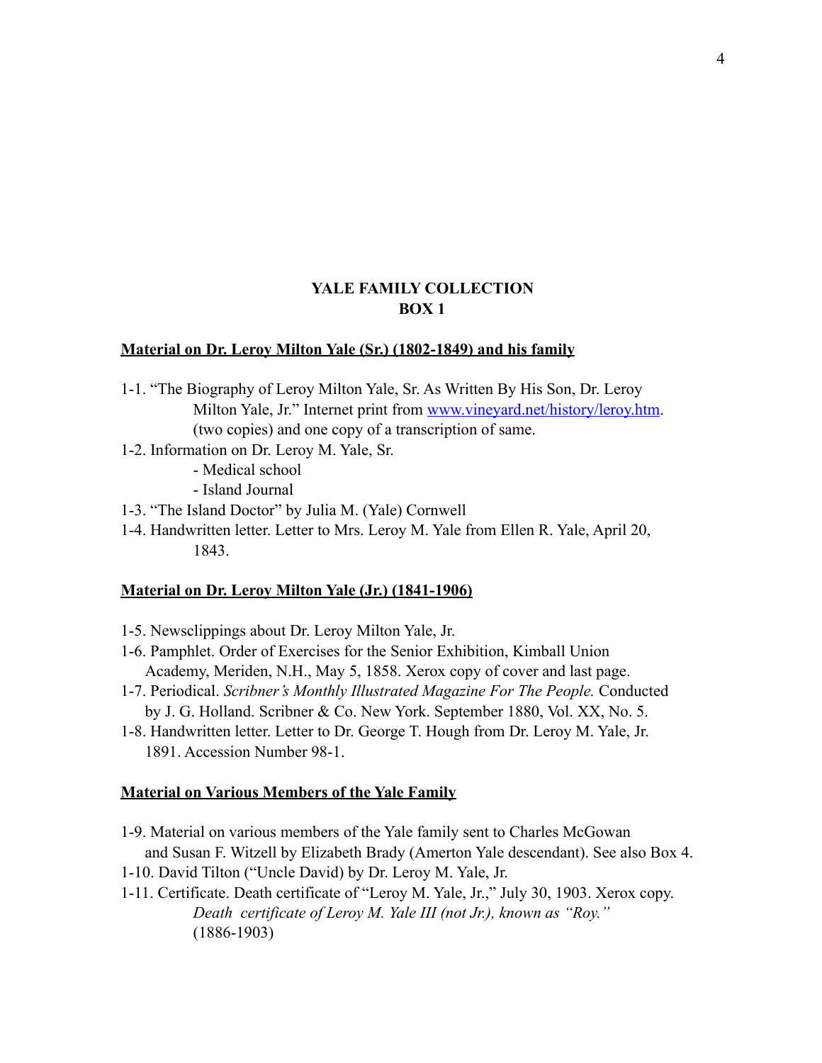# YALE FAMILY COLLECTION
# BOX 1

**<u>Material on Dr. Leroy Milton Yale (Sr.) (1802-1849) and his family</u>**

1-1. "The Biography of Leroy Milton Yale, Sr. As Written By His Son, Dr. Leroy Milton Yale, Jr." Internet print from www.vineyard.net/history/leroy.htm. (two copies) and one copy of a transcription of same.

1-2. Information on Dr. Leroy M. Yale, Sr.
  - Medical school
  - Island Journal

1-3. "The Island Doctor" by Julia M. (Yale) Cornwell

1-4. Handwritten letter. Letter to Mrs. Leroy M. Yale from Ellen R. Yale, April 20, 1843.

**<u>Material on Dr. Leroy Milton Yale (Jr.) (1841-1906)</u>**

1-5. Newsclippings about Dr. Leroy Milton Yale, Jr.

1-6. Pamphlet. Order of Exercises for the Senior Exhibition, Kimball Union Academy, Meriden, N.H., May 5, 1858. Xerox copy of cover and last page.

1-7. Periodical. *Scribner's Monthly Illustrated Magazine For The People.* Conducted by J. G. Holland. Scribner & Co. New York. September 1880, Vol. XX, No. 5.

1-8. Handwritten letter. Letter to Dr. George T. Hough from Dr. Leroy M. Yale, Jr. 1891. Accession Number 98-1.

**<u>Material on Various Members of the Yale Family</u>**

1-9. Material on various members of the Yale family sent to Charles McGowan and Susan F. Witzell by Elizabeth Brady (Amerton Yale descendant). See also Box 4.

1-10. David Tilton ("Uncle David) by Dr. Leroy M. Yale, Jr.

1-11. Certificate. Death certificate of "Leroy M. Yale, Jr.," July 30, 1903. Xerox copy.
  *Death certificate of Leroy M. Yale III (not Jr.), known as "Roy."*
  (1886-1903)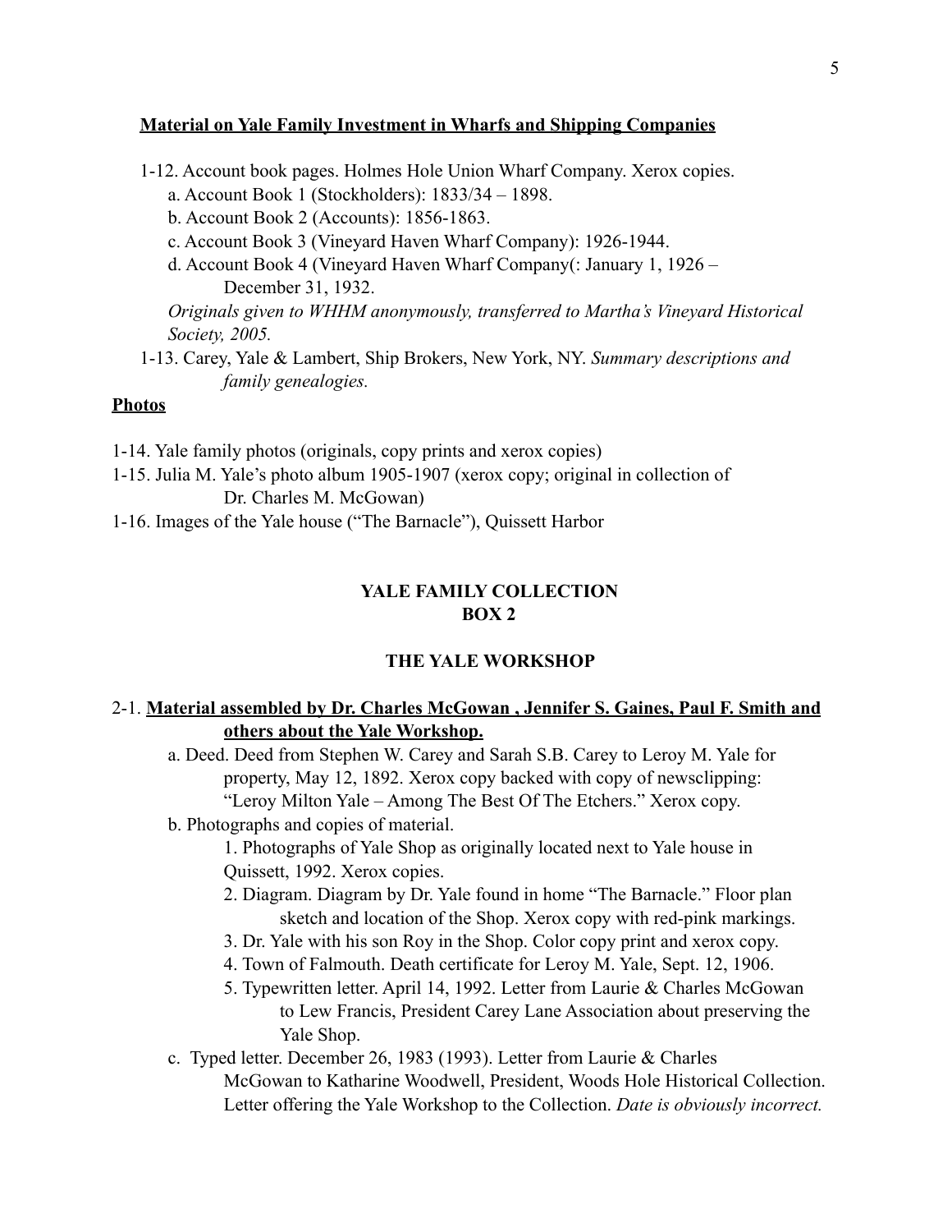**Material on Yale Family Investment in Wharfs and Shipping Companies**

1-12. Account book pages. Holmes Hole Union Wharf Company. Xerox copies.
- a. Account Book 1 (Stockholders): 1833/34 – 1898.
- b. Account Book 2 (Accounts): 1856-1863.
- c. Account Book 3 (Vineyard Haven Wharf Company): 1926-1944.
- d. Account Book 4 (Vineyard Haven Wharf Company(: January 1, 1926 – December 31, 1932.

*Originals given to WHHM anonymously, transferred to Martha's Vineyard Historical Society, 2005.*

1-13. Carey, Yale & Lambert, Ship Brokers, New York, NY. *Summary descriptions and family genealogies.*

**Photos**

1-14. Yale family photos (originals, copy prints and xerox copies)

1-15. Julia M. Yale's photo album 1905-1907 (xerox copy; original in collection of Dr. Charles M. McGowan)

1-16. Images of the Yale house ("The Barnacle"), Quissett Harbor

## YALE FAMILY COLLECTION
## BOX 2

### THE YALE WORKSHOP

2-1. **Material assembled by Dr. Charles McGowan , Jennifer S. Gaines, Paul F. Smith and others about the Yale Workshop.**

- a. Deed. Deed from Stephen W. Carey and Sarah S.B. Carey to Leroy M. Yale for property, May 12, 1892. Xerox copy backed with copy of newsclipping: "Leroy Milton Yale – Among The Best Of The Etchers." Xerox copy.
- b. Photographs and copies of material.
  1. Photographs of Yale Shop as originally located next to Yale house in Quissett, 1992. Xerox copies.
  2. Diagram. Diagram by Dr. Yale found in home "The Barnacle." Floor plan sketch and location of the Shop. Xerox copy with red-pink markings.
  3. Dr. Yale with his son Roy in the Shop. Color copy print and xerox copy.
  4. Town of Falmouth. Death certificate for Leroy M. Yale, Sept. 12, 1906.
  5. Typewritten letter. April 14, 1992. Letter from Laurie & Charles McGowan to Lew Francis, President Carey Lane Association about preserving the Yale Shop.
- c. Typed letter. December 26, 1983 (1993). Letter from Laurie & Charles McGowan to Katharine Woodwell, President, Woods Hole Historical Collection. Letter offering the Yale Workshop to the Collection. *Date is obviously incorrect.*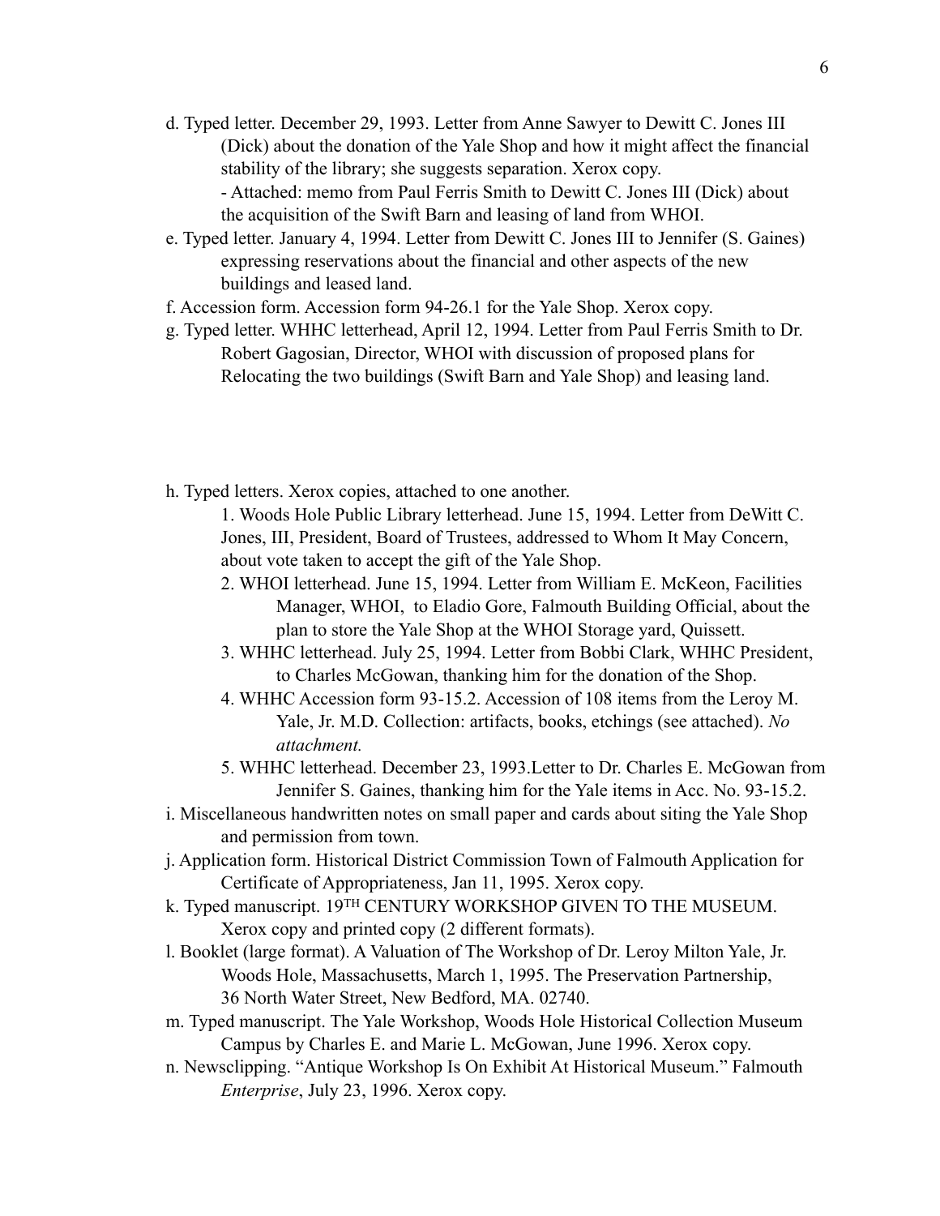d. Typed letter. December 29, 1993. Letter from Anne Sawyer to Dewitt C. Jones III (Dick) about the donation of the Yale Shop and how it might affect the financial stability of the library; she suggests separation. Xerox copy.
   - Attached: memo from Paul Ferris Smith to Dewitt C. Jones III (Dick) about the acquisition of the Swift Barn and leasing of land from WHOI.

e. Typed letter. January 4, 1994. Letter from Dewitt C. Jones III to Jennifer (S. Gaines) expressing reservations about the financial and other aspects of the new buildings and leased land.

f. Accession form. Accession form 94-26.1 for the Yale Shop. Xerox copy.

g. Typed letter. WHHC letterhead, April 12, 1994. Letter from Paul Ferris Smith to Dr. Robert Gagosian, Director, WHOI with discussion of proposed plans for Relocating the two buildings (Swift Barn and Yale Shop) and leasing land.

h. Typed letters. Xerox copies, attached to one another.
   1. Woods Hole Public Library letterhead. June 15, 1994. Letter from DeWitt C. Jones, III, President, Board of Trustees, addressed to Whom It May Concern, about vote taken to accept the gift of the Yale Shop.
   2. WHOI letterhead. June 15, 1994. Letter from William E. McKeon, Facilities Manager, WHOI, to Eladio Gore, Falmouth Building Official, about the plan to store the Yale Shop at the WHOI Storage yard, Quissett.
   3. WHHC letterhead. July 25, 1994. Letter from Bobbi Clark, WHHC President, to Charles McGowan, thanking him for the donation of the Shop.
   4. WHHC Accession form 93-15.2. Accession of 108 items from the Leroy M. Yale, Jr. M.D. Collection: artifacts, books, etchings (see attached). *No attachment.*
   5. WHHC letterhead. December 23, 1993.Letter to Dr. Charles E. McGowan from Jennifer S. Gaines, thanking him for the Yale items in Acc. No. 93-15.2.

i. Miscellaneous handwritten notes on small paper and cards about siting the Yale Shop and permission from town.

j. Application form. Historical District Commission Town of Falmouth Application for Certificate of Appropriateness, Jan 11, 1995. Xerox copy.

k. Typed manuscript. 19TH CENTURY WORKSHOP GIVEN TO THE MUSEUM. Xerox copy and printed copy (2 different formats).

l. Booklet (large format). A Valuation of The Workshop of Dr. Leroy Milton Yale, Jr. Woods Hole, Massachusetts, March 1, 1995. The Preservation Partnership, 36 North Water Street, New Bedford, MA. 02740.

m. Typed manuscript. The Yale Workshop, Woods Hole Historical Collection Museum Campus by Charles E. and Marie L. McGowan, June 1996. Xerox copy.

n. Newsclipping. "Antique Workshop Is On Exhibit At Historical Museum." Falmouth *Enterprise*, July 23, 1996. Xerox copy.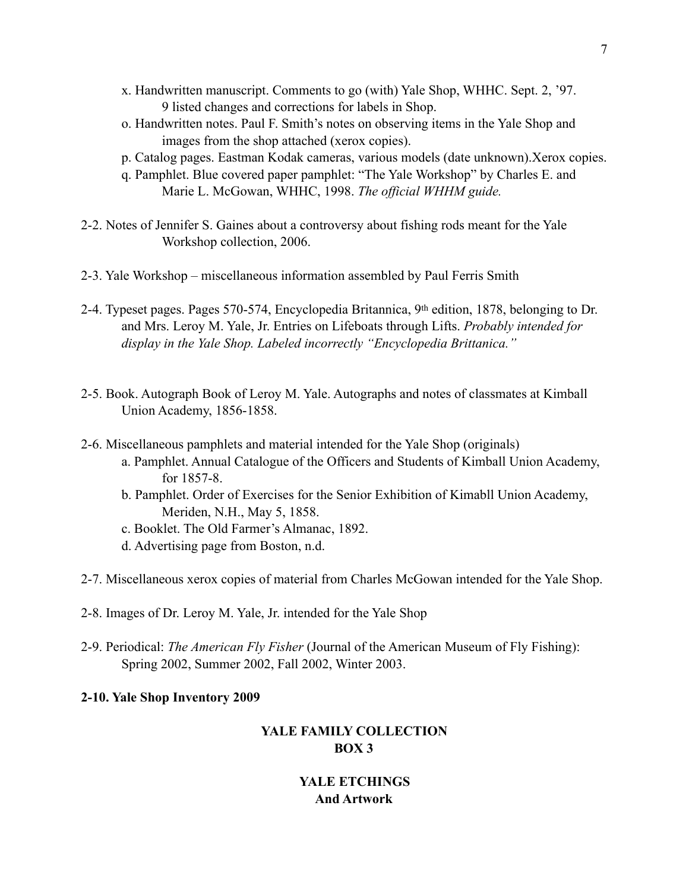x. Handwritten manuscript. Comments to go (with) Yale Shop, WHHC. Sept. 2, '97. 9 listed changes and corrections for labels in Shop.

o. Handwritten notes. Paul F. Smith's notes on observing items in the Yale Shop and images from the shop attached (xerox copies).

p. Catalog pages. Eastman Kodak cameras, various models (date unknown).Xerox copies.

q. Pamphlet. Blue covered paper pamphlet: "The Yale Workshop" by Charles E. and Marie L. McGowan, WHHC, 1998. *The official WHHM guide.*

2-2. Notes of Jennifer S. Gaines about a controversy about fishing rods meant for the Yale Workshop collection, 2006.

2-3. Yale Workshop – miscellaneous information assembled by Paul Ferris Smith

2-4. Typeset pages. Pages 570-574, Encyclopedia Britannica, 9th edition, 1878, belonging to Dr. and Mrs. Leroy M. Yale, Jr. Entries on Lifeboats through Lifts. *Probably intended for display in the Yale Shop. Labeled incorrectly "Encyclopedia Brittanica."*

2-5. Book. Autograph Book of Leroy M. Yale. Autographs and notes of classmates at Kimball Union Academy, 1856-1858.

2-6. Miscellaneous pamphlets and material intended for the Yale Shop (originals)

a. Pamphlet. Annual Catalogue of the Officers and Students of Kimball Union Academy, for 1857-8.

b. Pamphlet. Order of Exercises for the Senior Exhibition of Kimabll Union Academy, Meriden, N.H., May 5, 1858.

c. Booklet. The Old Farmer's Almanac, 1892.

d. Advertising page from Boston, n.d.

2-7. Miscellaneous xerox copies of material from Charles McGowan intended for the Yale Shop.

2-8. Images of Dr. Leroy M. Yale, Jr. intended for the Yale Shop

2-9. Periodical: *The American Fly Fisher* (Journal of the American Museum of Fly Fishing): Spring 2002, Summer 2002, Fall 2002, Winter 2003.

**2-10. Yale Shop Inventory 2009**

## YALE FAMILY COLLECTION
## BOX 3

## YALE ETCHINGS
## And Artwork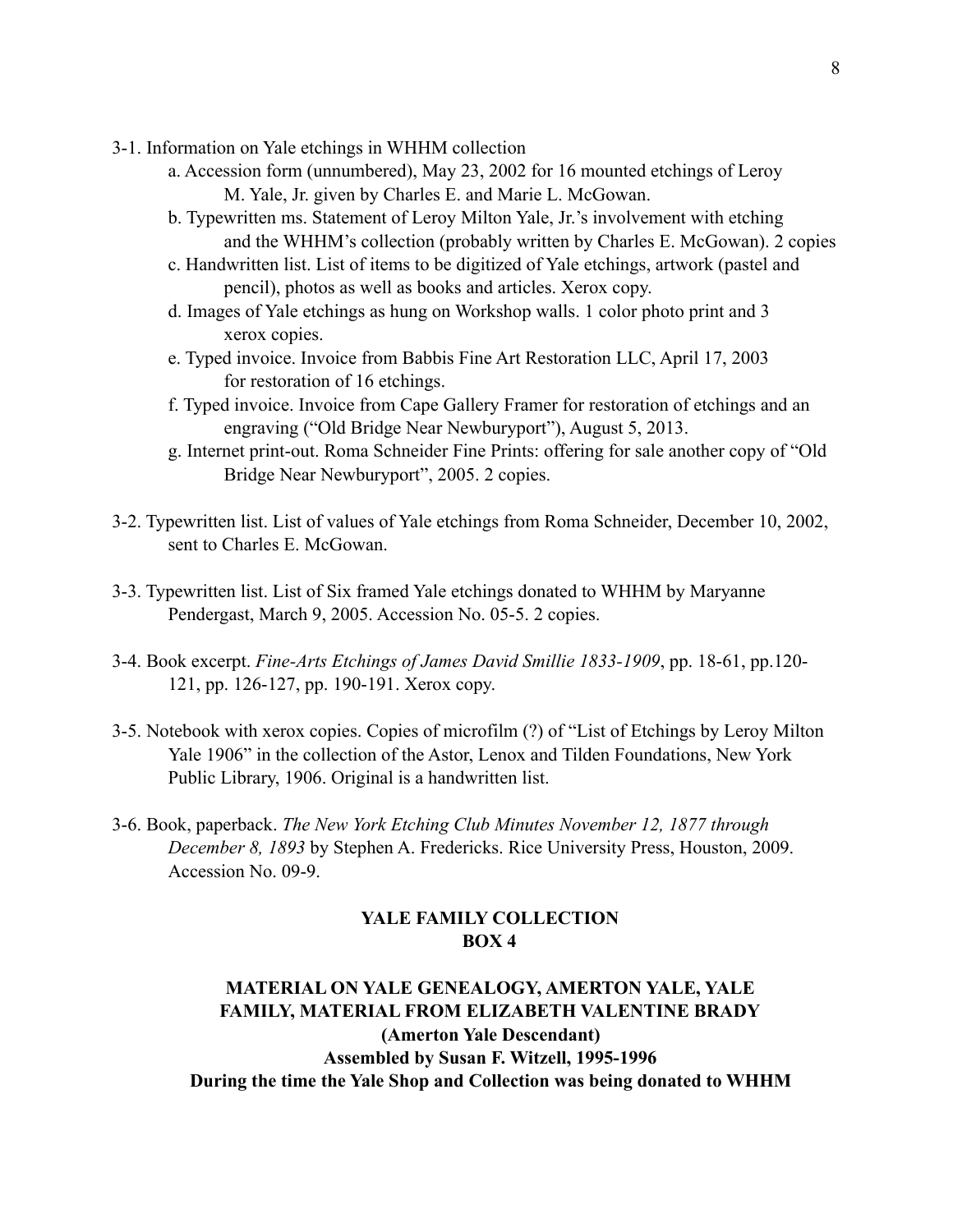3-1. Information on Yale etchings in WHHM collection

- a. Accession form (unnumbered), May 23, 2002 for 16 mounted etchings of Leroy M. Yale, Jr. given by Charles E. and Marie L. McGowan.
- b. Typewritten ms. Statement of Leroy Milton Yale, Jr.'s involvement with etching and the WHHM's collection (probably written by Charles E. McGowan). 2 copies
- c. Handwritten list. List of items to be digitized of Yale etchings, artwork (pastel and pencil), photos as well as books and articles. Xerox copy.
- d. Images of Yale etchings as hung on Workshop walls. 1 color photo print and 3 xerox copies.
- e. Typed invoice. Invoice from Babbis Fine Art Restoration LLC, April 17, 2003 for restoration of 16 etchings.
- f. Typed invoice. Invoice from Cape Gallery Framer for restoration of etchings and an engraving ("Old Bridge Near Newburyport"), August 5, 2013.
- g. Internet print-out. Roma Schneider Fine Prints: offering for sale another copy of "Old Bridge Near Newburyport", 2005. 2 copies.

3-2. Typewritten list. List of values of Yale etchings from Roma Schneider, December 10, 2002, sent to Charles E. McGowan.

3-3. Typewritten list. List of Six framed Yale etchings donated to WHHM by Maryanne Pendergast, March 9, 2005. Accession No. 05-5. 2 copies.

3-4. Book excerpt. *Fine-Arts Etchings of James David Smillie 1833-1909*, pp. 18-61, pp.120-121, pp. 126-127, pp. 190-191. Xerox copy.

3-5. Notebook with xerox copies. Copies of microfilm (?) of "List of Etchings by Leroy Milton Yale 1906" in the collection of the Astor, Lenox and Tilden Foundations, New York Public Library, 1906. Original is a handwritten list.

3-6. Book, paperback. *The New York Etching Club Minutes November 12, 1877 through December 8, 1893* by Stephen A. Fredericks. Rice University Press, Houston, 2009. Accession No. 09-9.

## YALE FAMILY COLLECTION
## BOX 4

### MATERIAL ON YALE GENEALOGY, AMERTON YALE, YALE FAMILY, MATERIAL FROM ELIZABETH VALENTINE BRADY (Amerton Yale Descendant)

**Assembled by Susan F. Witzell, 1995-1996**

**During the time the Yale Shop and Collection was being donated to WHHM**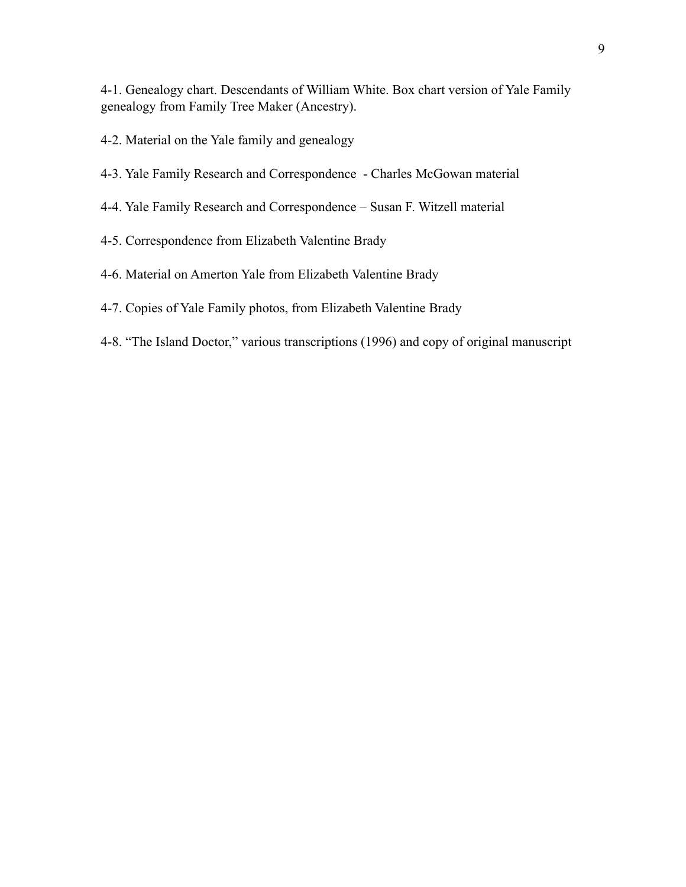4-1. Genealogy chart. Descendants of William White. Box chart version of Yale Family genealogy from Family Tree Maker (Ancestry).

4-2. Material on the Yale family and genealogy

4-3. Yale Family Research and Correspondence - Charles McGowan material

4-4. Yale Family Research and Correspondence – Susan F. Witzell material

4-5. Correspondence from Elizabeth Valentine Brady

4-6. Material on Amerton Yale from Elizabeth Valentine Brady

4-7. Copies of Yale Family photos, from Elizabeth Valentine Brady

4-8. "The Island Doctor," various transcriptions (1996) and copy of original manuscript